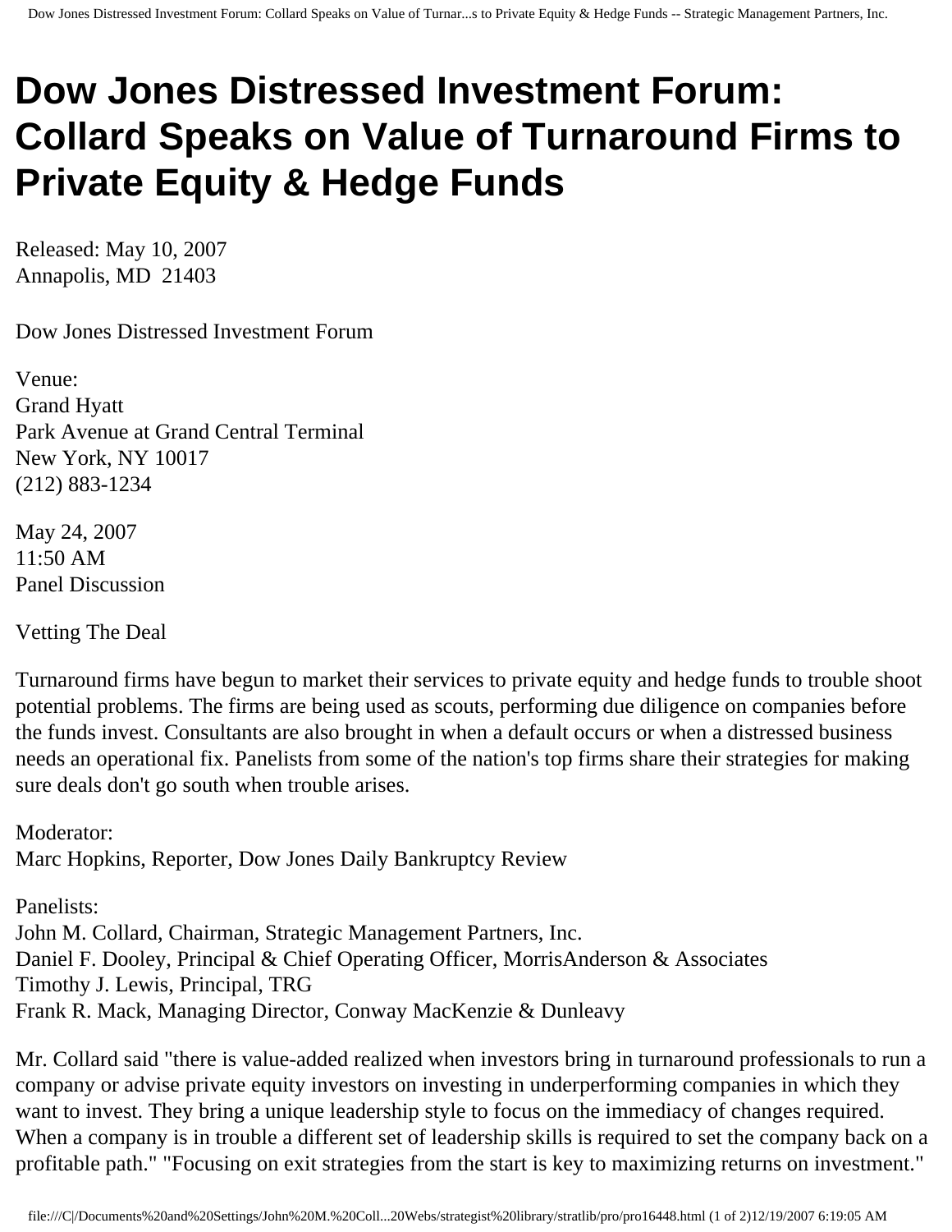# Dow Jones Distressed Investment Forum: Collard Speaks on Value of Turnaround Firms to Private Equity & Hedge Funds

Released: May 10, 2007
Annapolis, MD 21403

Dow Jones Distressed Investment Forum

Venue:
Grand Hyatt
Park Avenue at Grand Central Terminal
New York, NY 10017
(212) 883-1234

May 24, 2007
11:50 AM
Panel Discussion

Vetting The Deal

Turnaround firms have begun to market their services to private equity and hedge funds to trouble shoot potential problems. The firms are being used as scouts, performing due diligence on companies before the funds invest. Consultants are also brought in when a default occurs or when a distressed business needs an operational fix. Panelists from some of the nation's top firms share their strategies for making sure deals don't go south when trouble arises.

Moderator:
Marc Hopkins, Reporter, Dow Jones Daily Bankruptcy Review

Panelists:
John M. Collard, Chairman, Strategic Management Partners, Inc.
Daniel F. Dooley, Principal & Chief Operating Officer, MorrisAnderson & Associates
Timothy J. Lewis, Principal, TRG
Frank R. Mack, Managing Director, Conway MacKenzie & Dunleavy

Mr. Collard said "there is value-added realized when investors bring in turnaround professionals to run a company or advise private equity investors on investing in underperforming companies in which they want to invest. They bring a unique leadership style to focus on the immediacy of changes required. When a company is in trouble a different set of leadership skills is required to set the company back on a profitable path." "Focusing on exit strategies from the start is key to maximizing returns on investment."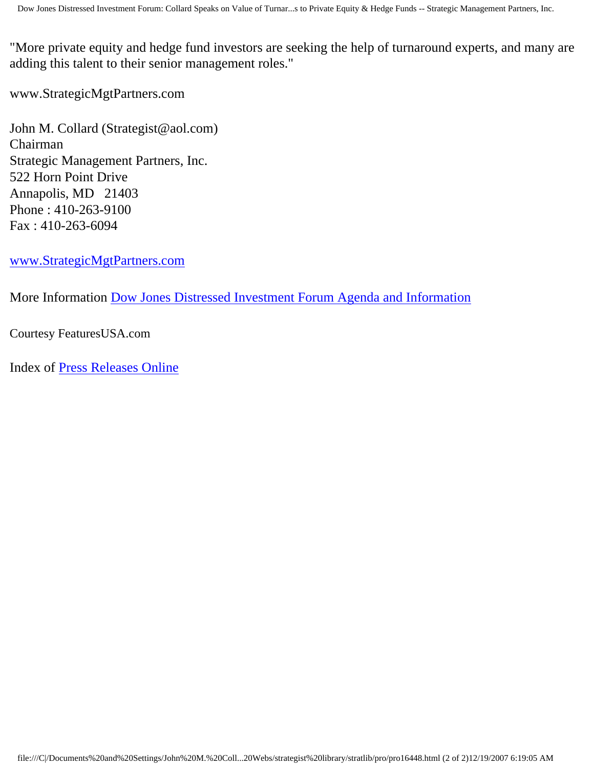"More private equity and hedge fund investors are seeking the help of turnaround experts, and many are adding this talent to their senior management roles."

www.StrategicMgtPartners.com

John M. Collard (Strategist@aol.com)
Chairman
Strategic Management Partners, Inc.
522 Horn Point Drive
Annapolis, MD 21403
Phone : 410-263-9100
Fax : 410-263-6094

www.StrategicMgtPartners.com

More Information Dow Jones Distressed Investment Forum Agenda and Information

Courtesy FeaturesUSA.com

Index of Press Releases Online